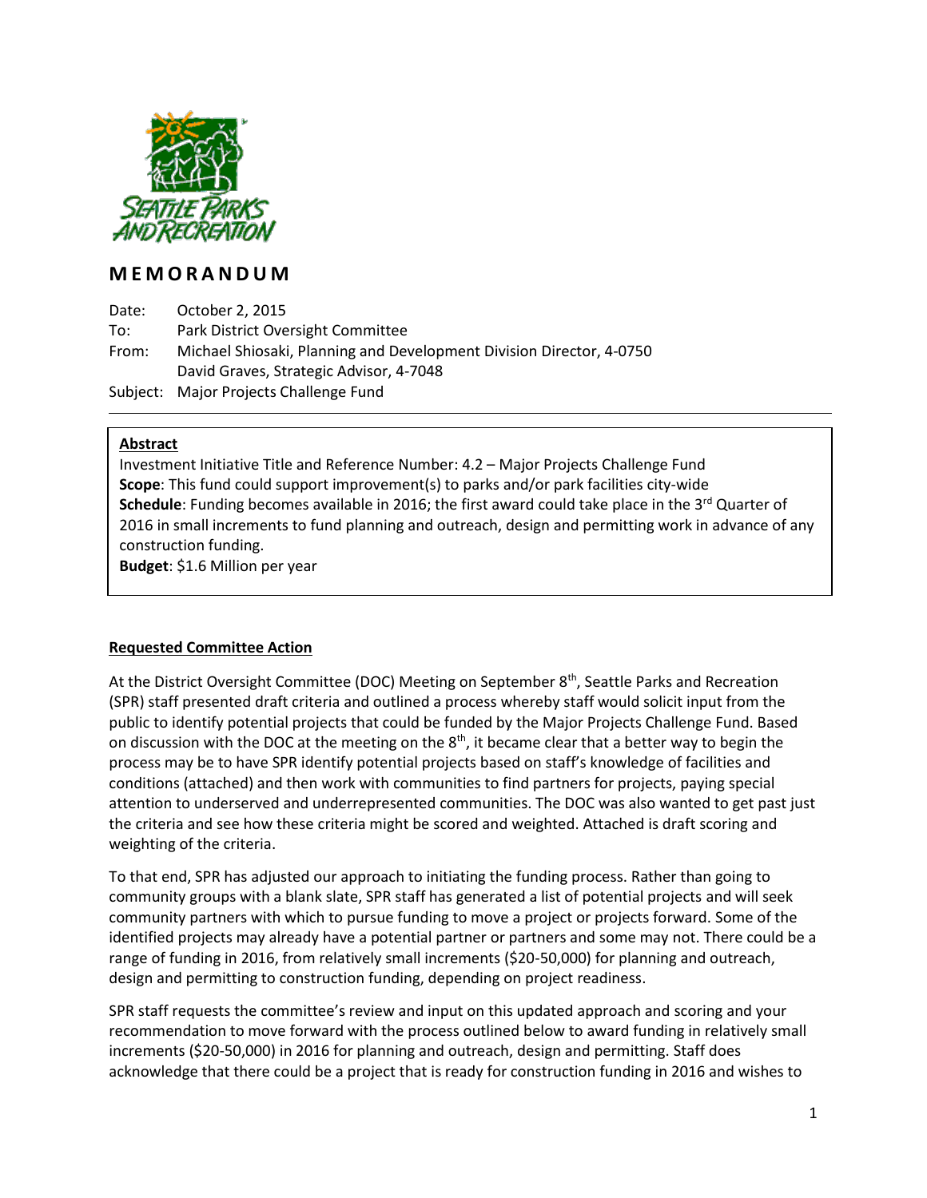# MEMORANDUM

Date: October 2, 2015
To: Park District Oversight Committee
From: Michael Shiosaki, Planning and Development Division Director, 4-0750
David Graves, Strategic Advisor, 4-7048
Subject: Major Projects Challenge Fund

---

**Abstract**

Investment Initiative Title and Reference Number: 4.2 – Major Projects Challenge Fund
**Scope**: This fund could support improvement(s) to parks and/or park facilities city-wide
**Schedule**: Funding becomes available in 2016; the first award could take place in the 3rd Quarter of 2016 in small increments to fund planning and outreach, design and permitting work in advance of any construction funding.
**Budget**: $1.6 Million per year

## Requested Committee Action

At the District Oversight Committee (DOC) Meeting on September 8th, Seattle Parks and Recreation (SPR) staff presented draft criteria and outlined a process whereby staff would solicit input from the public to identify potential projects that could be funded by the Major Projects Challenge Fund. Based on discussion with the DOC at the meeting on the 8th, it became clear that a better way to begin the process may be to have SPR identify potential projects based on staff's knowledge of facilities and conditions (attached) and then work with communities to find partners for projects, paying special attention to underserved and underrepresented communities. The DOC was also wanted to get past just the criteria and see how these criteria might be scored and weighted. Attached is draft scoring and weighting of the criteria.

To that end, SPR has adjusted our approach to initiating the funding process. Rather than going to community groups with a blank slate, SPR staff has generated a list of potential projects and will seek community partners with which to pursue funding to move a project or projects forward. Some of the identified projects may already have a potential partner or partners and some may not. There could be a range of funding in 2016, from relatively small increments ($20-50,000) for planning and outreach, design and permitting to construction funding, depending on project readiness.

SPR staff requests the committee's review and input on this updated approach and scoring and your recommendation to move forward with the process outlined below to award funding in relatively small increments ($20-50,000) in 2016 for planning and outreach, design and permitting. Staff does acknowledge that there could be a project that is ready for construction funding in 2016 and wishes to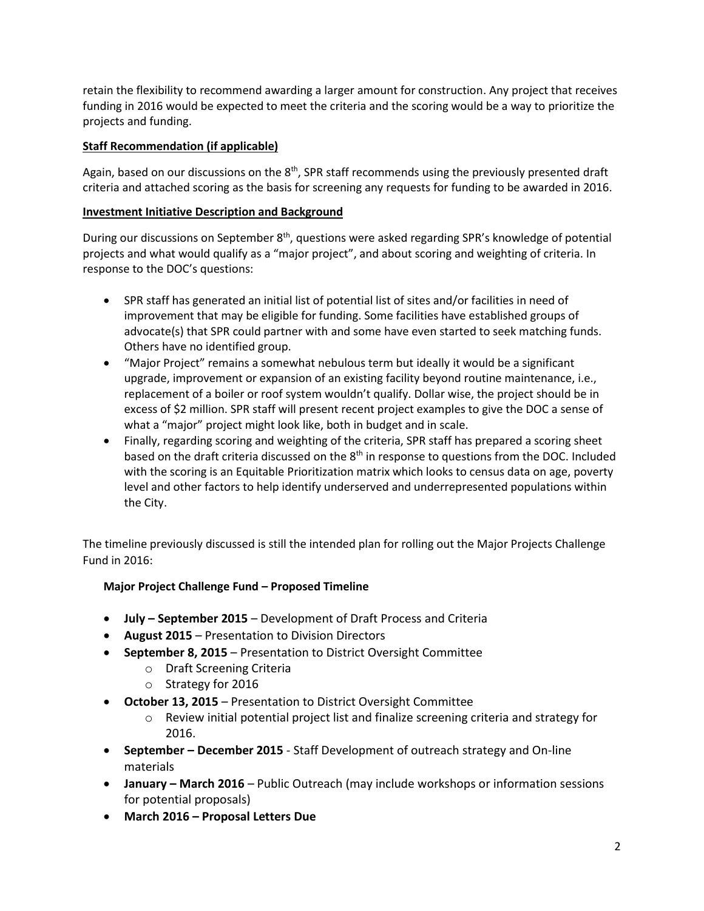retain the flexibility to recommend awarding a larger amount for construction. Any project that receives funding in 2016 would be expected to meet the criteria and the scoring would be a way to prioritize the projects and funding.

**Staff Recommendation (if applicable)**

Again, based on our discussions on the 8th, SPR staff recommends using the previously presented draft criteria and attached scoring as the basis for screening any requests for funding to be awarded in 2016.

**Investment Initiative Description and Background**

During our discussions on September 8th, questions were asked regarding SPR's knowledge of potential projects and what would qualify as a "major project", and about scoring and weighting of criteria. In response to the DOC's questions:

- SPR staff has generated an initial list of potential list of sites and/or facilities in need of improvement that may be eligible for funding. Some facilities have established groups of advocate(s) that SPR could partner with and some have even started to seek matching funds. Others have no identified group.
- "Major Project" remains a somewhat nebulous term but ideally it would be a significant upgrade, improvement or expansion of an existing facility beyond routine maintenance, i.e., replacement of a boiler or roof system wouldn't qualify. Dollar wise, the project should be in excess of $2 million. SPR staff will present recent project examples to give the DOC a sense of what a "major" project might look like, both in budget and in scale.
- Finally, regarding scoring and weighting of the criteria, SPR staff has prepared a scoring sheet based on the draft criteria discussed on the 8th in response to questions from the DOC. Included with the scoring is an Equitable Prioritization matrix which looks to census data on age, poverty level and other factors to help identify underserved and underrepresented populations within the City.

The timeline previously discussed is still the intended plan for rolling out the Major Projects Challenge Fund in 2016:

**Major Project Challenge Fund – Proposed Timeline**

- **July – September 2015** – Development of Draft Process and Criteria
- **August 2015** – Presentation to Division Directors
- **September 8, 2015** – Presentation to District Oversight Committee
  - Draft Screening Criteria
  - Strategy for 2016
- **October 13, 2015** – Presentation to District Oversight Committee
  - Review initial potential project list and finalize screening criteria and strategy for 2016.
- **September – December 2015** - Staff Development of outreach strategy and On-line materials
- **January – March 2016** – Public Outreach (may include workshops or information sessions for potential proposals)
- **March 2016 – Proposal Letters Due**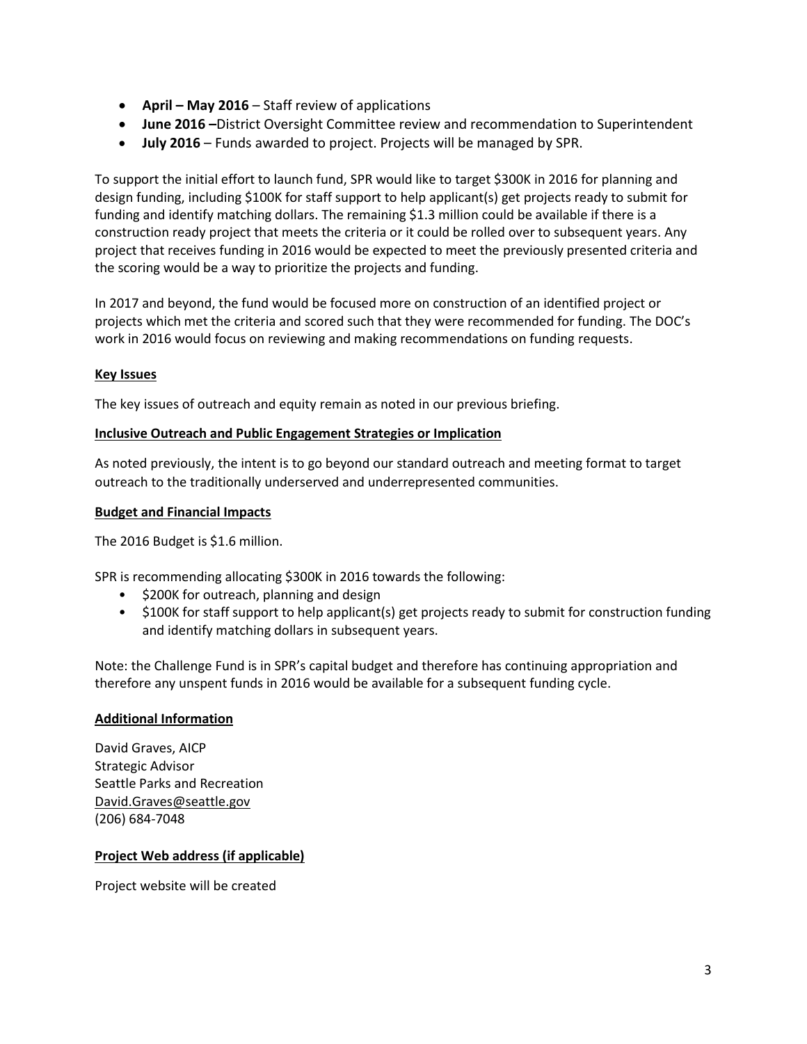- **April – May 2016** – Staff review of applications
- **June 2016 –**District Oversight Committee review and recommendation to Superintendent
- **July 2016** – Funds awarded to project. Projects will be managed by SPR.

To support the initial effort to launch fund, SPR would like to target $300K in 2016 for planning and design funding, including $100K for staff support to help applicant(s) get projects ready to submit for funding and identify matching dollars. The remaining $1.3 million could be available if there is a construction ready project that meets the criteria or it could be rolled over to subsequent years. Any project that receives funding in 2016 would be expected to meet the previously presented criteria and the scoring would be a way to prioritize the projects and funding.

In 2017 and beyond, the fund would be focused more on construction of an identified project or projects which met the criteria and scored such that they were recommended for funding. The DOC's work in 2016 would focus on reviewing and making recommendations on funding requests.

**Key Issues**

The key issues of outreach and equity remain as noted in our previous briefing.

**Inclusive Outreach and Public Engagement Strategies or Implication**

As noted previously, the intent is to go beyond our standard outreach and meeting format to target outreach to the traditionally underserved and underrepresented communities.

**Budget and Financial Impacts**

The 2016 Budget is $1.6 million.

SPR is recommending allocating $300K in 2016 towards the following:

- $200K for outreach, planning and design
- $100K for staff support to help applicant(s) get projects ready to submit for construction funding and identify matching dollars in subsequent years.

Note: the Challenge Fund is in SPR's capital budget and therefore has continuing appropriation and therefore any unspent funds in 2016 would be available for a subsequent funding cycle.

**Additional Information**

David Graves, AICP
Strategic Advisor
Seattle Parks and Recreation
David.Graves@seattle.gov
(206) 684-7048

**Project Web address (if applicable)**

Project website will be created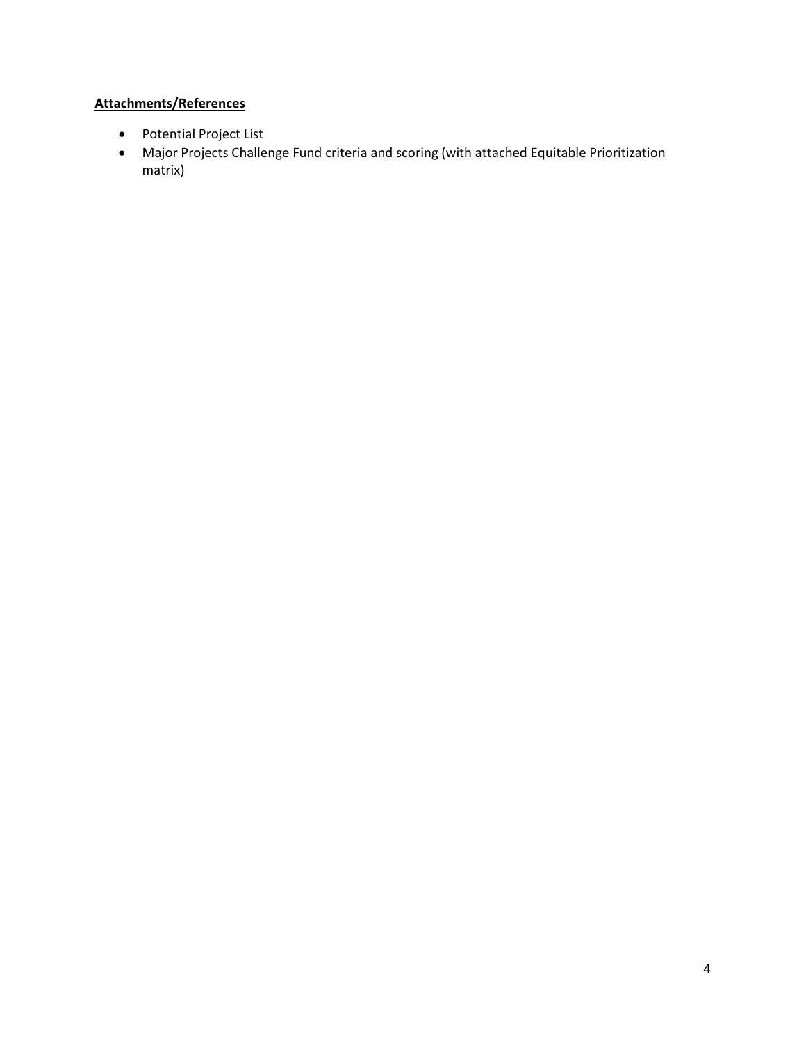**Attachments/References**

- Potential Project List
- Major Projects Challenge Fund criteria and scoring (with attached Equitable Prioritization matrix)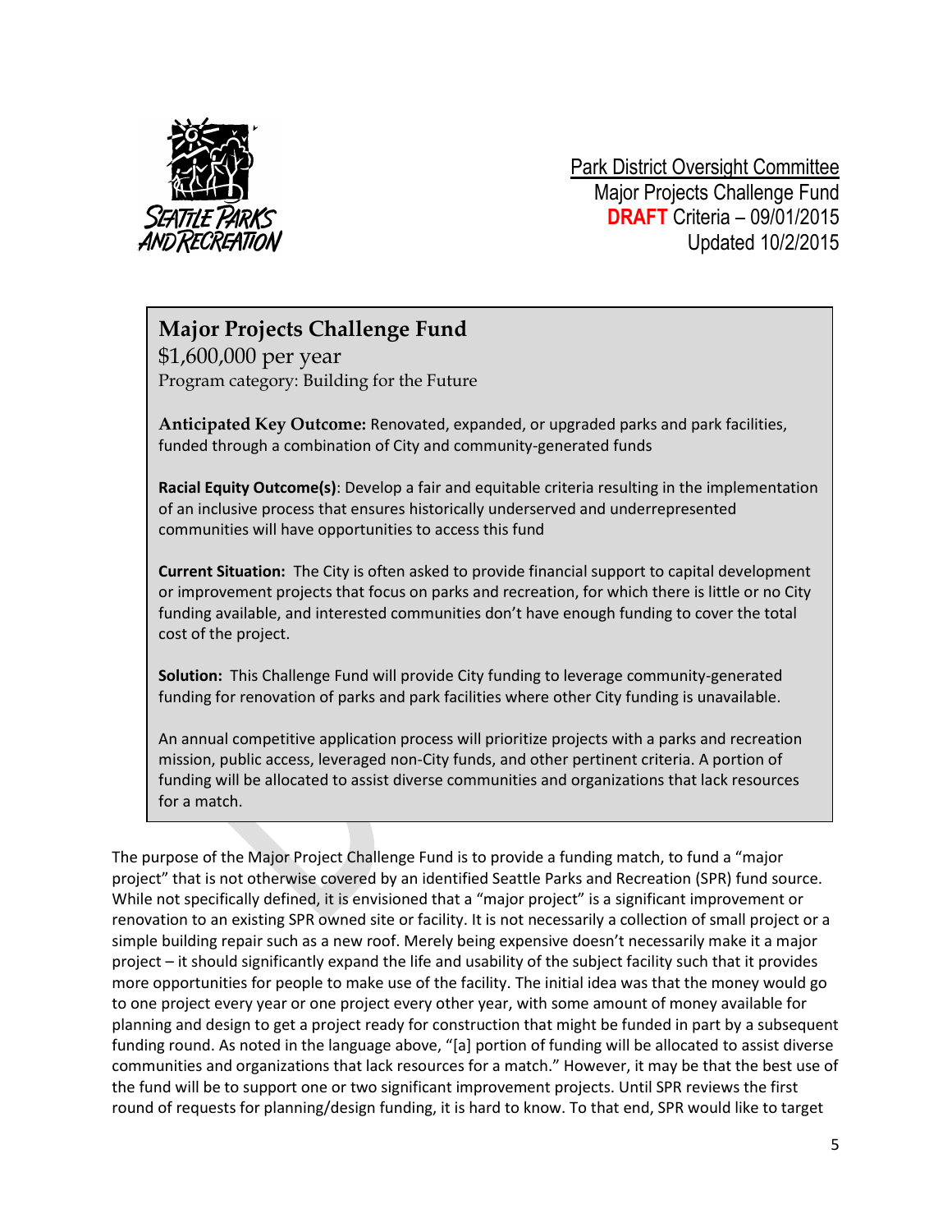Park District Oversight Committee
Major Projects Challenge Fund
**DRAFT** Criteria – 09/01/2015
Updated 10/2/2015

## Major Projects Challenge Fund

$1,600,000 per year
Program category: Building for the Future

**Anticipated Key Outcome:** Renovated, expanded, or upgraded parks and park facilities, funded through a combination of City and community-generated funds

**Racial Equity Outcome(s)**: Develop a fair and equitable criteria resulting in the implementation of an inclusive process that ensures historically underserved and underrepresented communities will have opportunities to access this fund

**Current Situation:** The City is often asked to provide financial support to capital development or improvement projects that focus on parks and recreation, for which there is little or no City funding available, and interested communities don't have enough funding to cover the total cost of the project.

**Solution:** This Challenge Fund will provide City funding to leverage community-generated funding for renovation of parks and park facilities where other City funding is unavailable.

An annual competitive application process will prioritize projects with a parks and recreation mission, public access, leveraged non-City funds, and other pertinent criteria. A portion of funding will be allocated to assist diverse communities and organizations that lack resources for a match.

The purpose of the Major Project Challenge Fund is to provide a funding match, to fund a "major project" that is not otherwise covered by an identified Seattle Parks and Recreation (SPR) fund source. While not specifically defined, it is envisioned that a "major project" is a significant improvement or renovation to an existing SPR owned site or facility. It is not necessarily a collection of small project or a simple building repair such as a new roof. Merely being expensive doesn't necessarily make it a major project – it should significantly expand the life and usability of the subject facility such that it provides more opportunities for people to make use of the facility. The initial idea was that the money would go to one project every year or one project every other year, with some amount of money available for planning and design to get a project ready for construction that might be funded in part by a subsequent funding round. As noted in the language above, "[a] portion of funding will be allocated to assist diverse communities and organizations that lack resources for a match." However, it may be that the best use of the fund will be to support one or two significant improvement projects. Until SPR reviews the first round of requests for planning/design funding, it is hard to know. To that end, SPR would like to target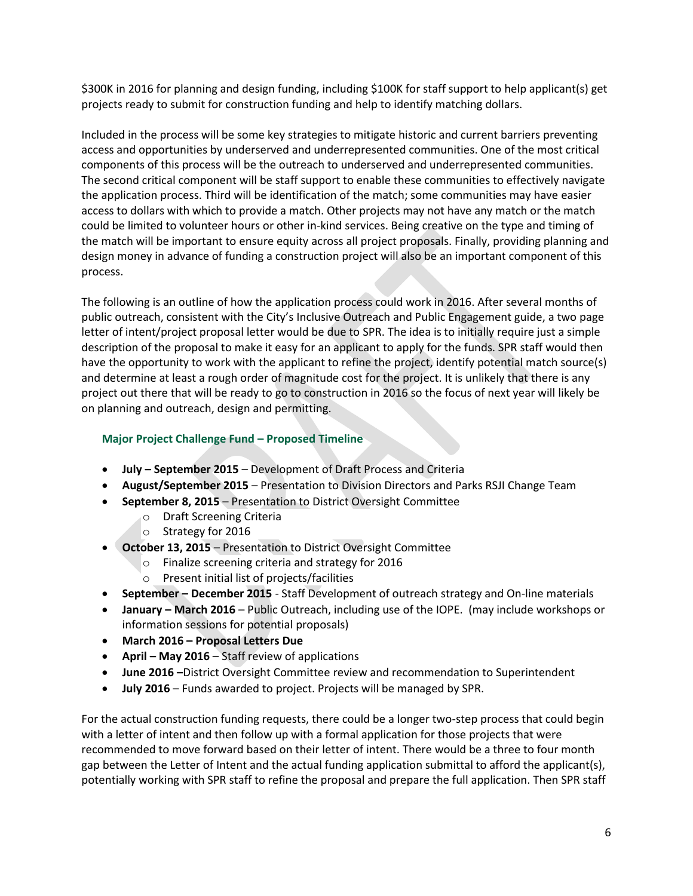$300K in 2016 for planning and design funding, including $100K for staff support to help applicant(s) get projects ready to submit for construction funding and help to identify matching dollars.

Included in the process will be some key strategies to mitigate historic and current barriers preventing access and opportunities by underserved and underrepresented communities. One of the most critical components of this process will be the outreach to underserved and underrepresented communities. The second critical component will be staff support to enable these communities to effectively navigate the application process. Third will be identification of the match; some communities may have easier access to dollars with which to provide a match. Other projects may not have any match or the match could be limited to volunteer hours or other in-kind services. Being creative on the type and timing of the match will be important to ensure equity across all project proposals. Finally, providing planning and design money in advance of funding a construction project will also be an important component of this process.

The following is an outline of how the application process could work in 2016. After several months of public outreach, consistent with the City's Inclusive Outreach and Public Engagement guide, a two page letter of intent/project proposal letter would be due to SPR. The idea is to initially require just a simple description of the proposal to make it easy for an applicant to apply for the funds. SPR staff would then have the opportunity to work with the applicant to refine the project, identify potential match source(s) and determine at least a rough order of magnitude cost for the project. It is unlikely that there is any project out there that will be ready to go to construction in 2016 so the focus of next year will likely be on planning and outreach, design and permitting.

### Major Project Challenge Fund – Proposed Timeline

- **July – September 2015** – Development of Draft Process and Criteria
- **August/September 2015** – Presentation to Division Directors and Parks RSJI Change Team
- **September 8, 2015** – Presentation to District Oversight Committee
  - Draft Screening Criteria
  - Strategy for 2016
- **October 13, 2015** – Presentation to District Oversight Committee
  - Finalize screening criteria and strategy for 2016
  - Present initial list of projects/facilities
- **September – December 2015** - Staff Development of outreach strategy and On-line materials
- **January – March 2016** – Public Outreach, including use of the IOPE. (may include workshops or information sessions for potential proposals)
- **March 2016 – Proposal Letters Due**
- **April – May 2016** – Staff review of applications
- **June 2016 –**District Oversight Committee review and recommendation to Superintendent
- **July 2016** – Funds awarded to project. Projects will be managed by SPR.

For the actual construction funding requests, there could be a longer two-step process that could begin with a letter of intent and then follow up with a formal application for those projects that were recommended to move forward based on their letter of intent. There would be a three to four month gap between the Letter of Intent and the actual funding application submittal to afford the applicant(s), potentially working with SPR staff to refine the proposal and prepare the full application. Then SPR staff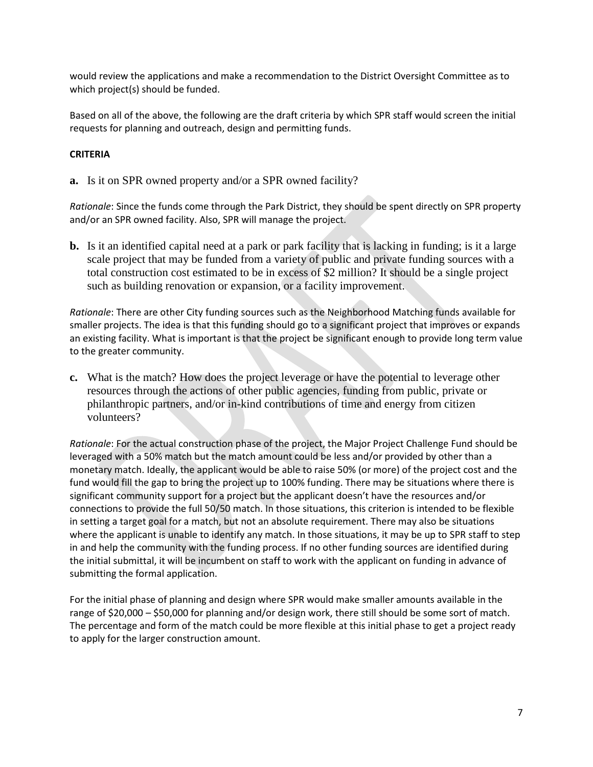would review the applications and make a recommendation to the District Oversight Committee as to which project(s) should be funded.

Based on all of the above, the following are the draft criteria by which SPR staff would screen the initial requests for planning and outreach, design and permitting funds.

**CRITERIA**

**a.** Is it on SPR owned property and/or a SPR owned facility?

*Rationale*: Since the funds come through the Park District, they should be spent directly on SPR property and/or an SPR owned facility. Also, SPR will manage the project.

**b.** Is it an identified capital need at a park or park facility that is lacking in funding; is it a large scale project that may be funded from a variety of public and private funding sources with a total construction cost estimated to be in excess of $2 million? It should be a single project such as building renovation or expansion, or a facility improvement.

*Rationale*: There are other City funding sources such as the Neighborhood Matching funds available for smaller projects. The idea is that this funding should go to a significant project that improves or expands an existing facility. What is important is that the project be significant enough to provide long term value to the greater community.

**c.** What is the match? How does the project leverage or have the potential to leverage other resources through the actions of other public agencies, funding from public, private or philanthropic partners, and/or in-kind contributions of time and energy from citizen volunteers?

*Rationale*: For the actual construction phase of the project, the Major Project Challenge Fund should be leveraged with a 50% match but the match amount could be less and/or provided by other than a monetary match. Ideally, the applicant would be able to raise 50% (or more) of the project cost and the fund would fill the gap to bring the project up to 100% funding. There may be situations where there is significant community support for a project but the applicant doesn't have the resources and/or connections to provide the full 50/50 match. In those situations, this criterion is intended to be flexible in setting a target goal for a match, but not an absolute requirement. There may also be situations where the applicant is unable to identify any match. In those situations, it may be up to SPR staff to step in and help the community with the funding process. If no other funding sources are identified during the initial submittal, it will be incumbent on staff to work with the applicant on funding in advance of submitting the formal application.

For the initial phase of planning and design where SPR would make smaller amounts available in the range of $20,000 – $50,000 for planning and/or design work, there still should be some sort of match. The percentage and form of the match could be more flexible at this initial phase to get a project ready to apply for the larger construction amount.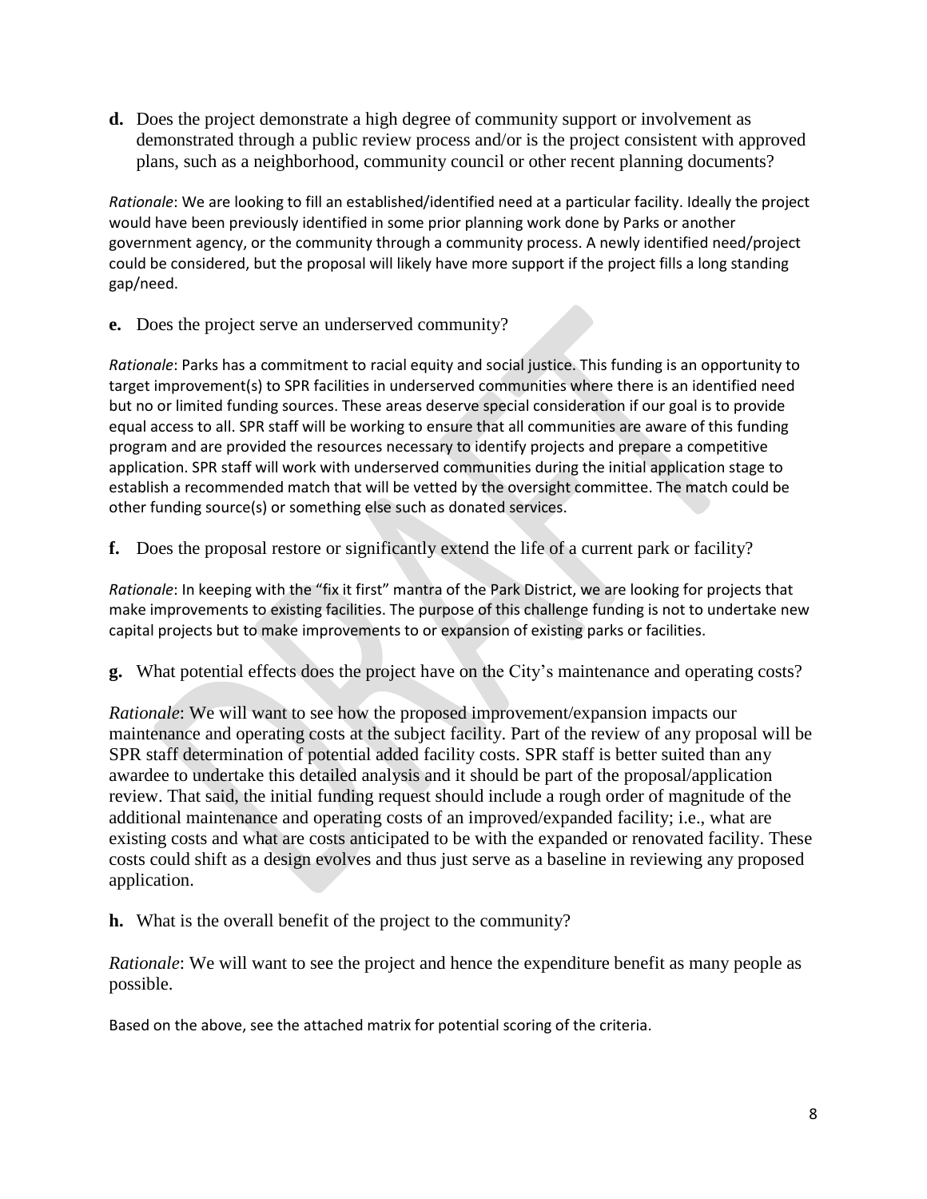**d.** Does the project demonstrate a high degree of community support or involvement as demonstrated through a public review process and/or is the project consistent with approved plans, such as a neighborhood, community council or other recent planning documents?

*Rationale*: We are looking to fill an established/identified need at a particular facility. Ideally the project would have been previously identified in some prior planning work done by Parks or another government agency, or the community through a community process. A newly identified need/project could be considered, but the proposal will likely have more support if the project fills a long standing gap/need.

**e.** Does the project serve an underserved community?

*Rationale*: Parks has a commitment to racial equity and social justice. This funding is an opportunity to target improvement(s) to SPR facilities in underserved communities where there is an identified need but no or limited funding sources. These areas deserve special consideration if our goal is to provide equal access to all. SPR staff will be working to ensure that all communities are aware of this funding program and are provided the resources necessary to identify projects and prepare a competitive application. SPR staff will work with underserved communities during the initial application stage to establish a recommended match that will be vetted by the oversight committee. The match could be other funding source(s) or something else such as donated services.

**f.** Does the proposal restore or significantly extend the life of a current park or facility?

*Rationale*: In keeping with the "fix it first" mantra of the Park District, we are looking for projects that make improvements to existing facilities. The purpose of this challenge funding is not to undertake new capital projects but to make improvements to or expansion of existing parks or facilities.

**g.** What potential effects does the project have on the City's maintenance and operating costs?

*Rationale*: We will want to see how the proposed improvement/expansion impacts our maintenance and operating costs at the subject facility. Part of the review of any proposal will be SPR staff determination of potential added facility costs. SPR staff is better suited than any awardee to undertake this detailed analysis and it should be part of the proposal/application review. That said, the initial funding request should include a rough order of magnitude of the additional maintenance and operating costs of an improved/expanded facility; i.e., what are existing costs and what are costs anticipated to be with the expanded or renovated facility. These costs could shift as a design evolves and thus just serve as a baseline in reviewing any proposed application.

**h.** What is the overall benefit of the project to the community?

*Rationale*: We will want to see the project and hence the expenditure benefit as many people as possible.

Based on the above, see the attached matrix for potential scoring of the criteria.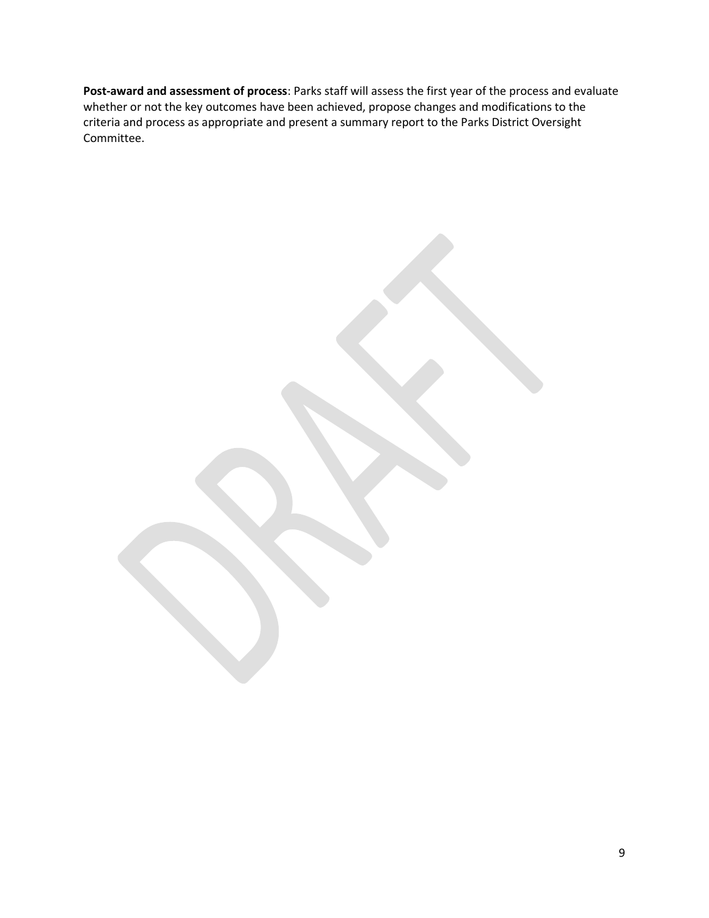**Post-award and assessment of process**: Parks staff will assess the first year of the process and evaluate whether or not the key outcomes have been achieved, propose changes and modifications to the criteria and process as appropriate and present a summary report to the Parks District Oversight Committee.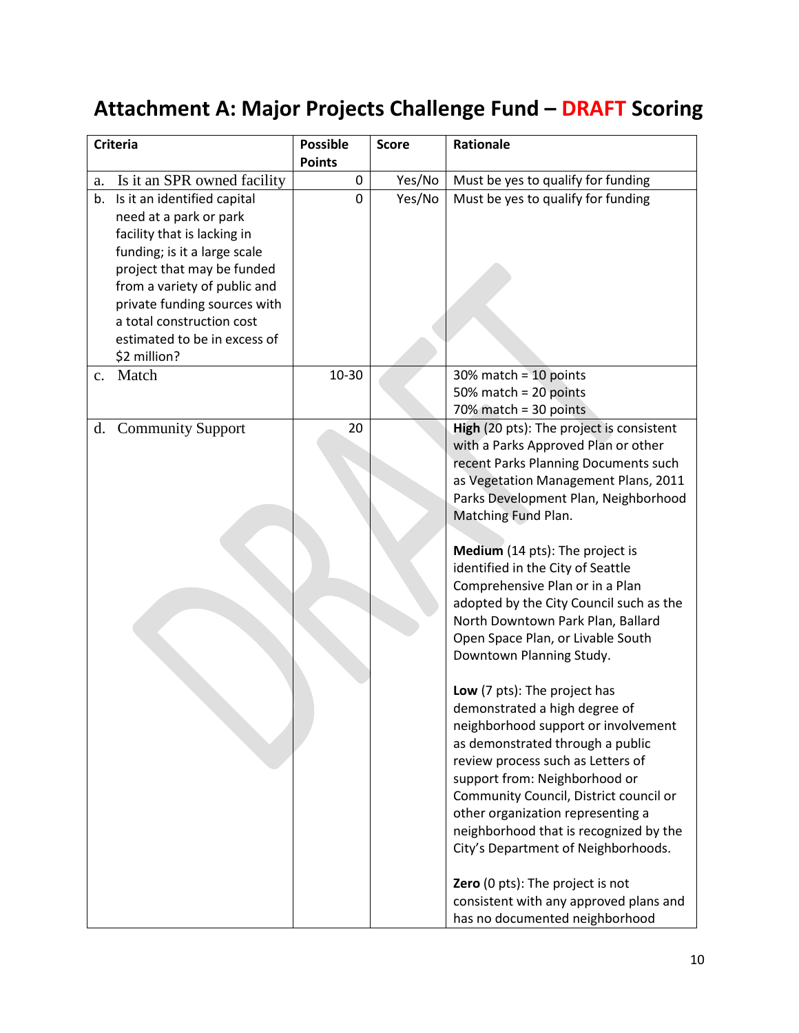# Attachment A: Major Projects Challenge Fund – DRAFT Scoring

| Criteria | Possible Points | Score | Rationale |
|---|---|---|---|
| a. Is it an SPR owned facility | 0 | Yes/No | Must be yes to qualify for funding |
| b. Is it an identified capital need at a park or park facility that is lacking in funding; is it a large scale project that may be funded from a variety of public and private funding sources with a total construction cost estimated to be in excess of $2 million? | 0 | Yes/No | Must be yes to qualify for funding |
| c. Match | 10-30 | | 30% match = 10 points<br>50% match = 20 points<br>70% match = 30 points |
| d. Community Support | 20 | | **High** (20 pts): The project is consistent with a Parks Approved Plan or other recent Parks Planning Documents such as Vegetation Management Plans, 2011 Parks Development Plan, Neighborhood Matching Fund Plan.<br><br>**Medium** (14 pts): The project is identified in the City of Seattle Comprehensive Plan or in a Plan adopted by the City Council such as the North Downtown Park Plan, Ballard Open Space Plan, or Livable South Downtown Planning Study.<br><br>**Low** (7 pts): The project has demonstrated a high degree of neighborhood support or involvement as demonstrated through a public review process such as Letters of support from: Neighborhood or Community Council, District council or other organization representing a neighborhood that is recognized by the City's Department of Neighborhoods.<br><br>**Zero** (0 pts): The project is not consistent with any approved plans and has no documented neighborhood |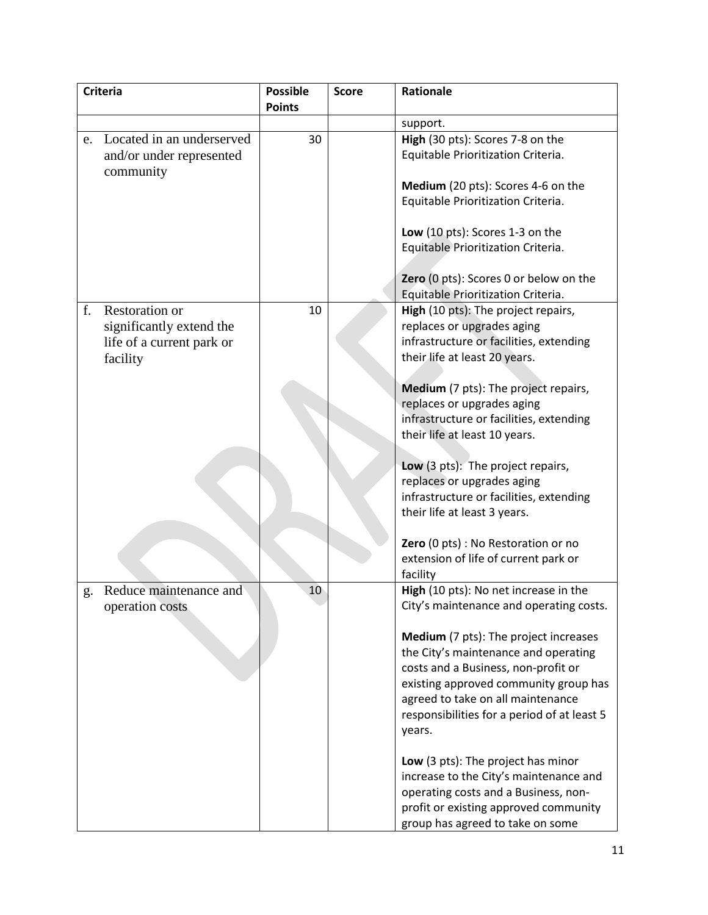| Criteria | Possible Points | Score | Rationale |
|---|---|---|---|
| | | | support. |
| e. Located in an underserved and/or under represented community | 30 | | **High** (30 pts): Scores 7-8 on the Equitable Prioritization Criteria.<br><br>**Medium** (20 pts): Scores 4-6 on the Equitable Prioritization Criteria.<br><br>**Low** (10 pts): Scores 1-3 on the Equitable Prioritization Criteria.<br><br>**Zero** (0 pts): Scores 0 or below on the Equitable Prioritization Criteria. |
| f. Restoration or significantly extend the life of a current park or facility | 10 | | **High** (10 pts): The project repairs, replaces or upgrades aging infrastructure or facilities, extending their life at least 20 years.<br><br>**Medium** (7 pts): The project repairs, replaces or upgrades aging infrastructure or facilities, extending their life at least 10 years.<br><br>**Low** (3 pts): The project repairs, replaces or upgrades aging infrastructure or facilities, extending their life at least 3 years.<br><br>**Zero** (0 pts) : No Restoration or no extension of life of current park or facility |
| g. Reduce maintenance and operation costs | 10 | | **High** (10 pts): No net increase in the City's maintenance and operating costs.<br><br>**Medium** (7 pts): The project increases the City's maintenance and operating costs and a Business, non-profit or existing approved community group has agreed to take on all maintenance responsibilities for a period of at least 5 years.<br><br>**Low** (3 pts): The project has minor increase to the City's maintenance and operating costs and a Business, non-profit or existing approved community group has agreed to take on some |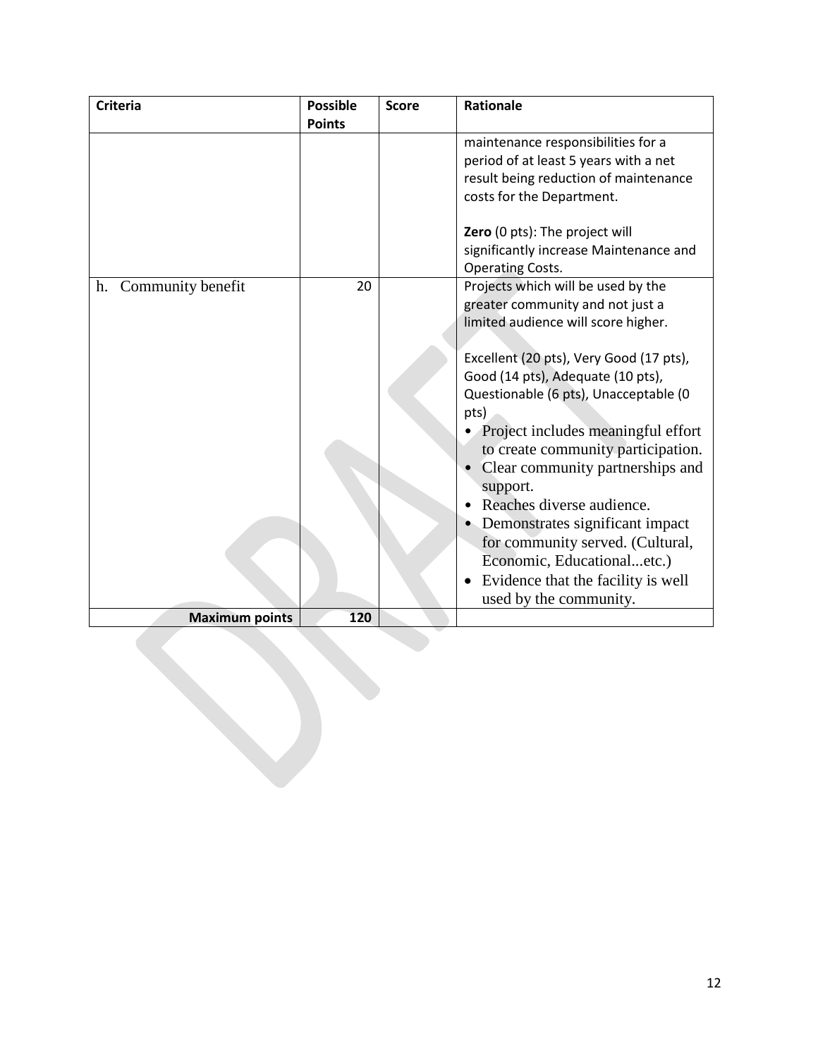| Criteria | Possible Points | Score | Rationale |
|---|---|---|---|
| | | | maintenance responsibilities for a period of at least 5 years with a net result being reduction of maintenance costs for the Department.<br><br>**Zero** (0 pts): The project will significantly increase Maintenance and Operating Costs. |
| h. Community benefit | 20 | | Projects which will be used by the greater community and not just a limited audience will score higher.<br><br>Excellent (20 pts), Very Good (17 pts), Good (14 pts), Adequate (10 pts), Questionable (6 pts), Unacceptable (0 pts)<br>• Project includes meaningful effort to create community participation.<br>• Clear community partnerships and support.<br>• Reaches diverse audience.<br>• Demonstrates significant impact for community served. (Cultural, Economic, Educational...etc.)<br>• Evidence that the facility is well used by the community. |
| **Maximum points** | **120** | | |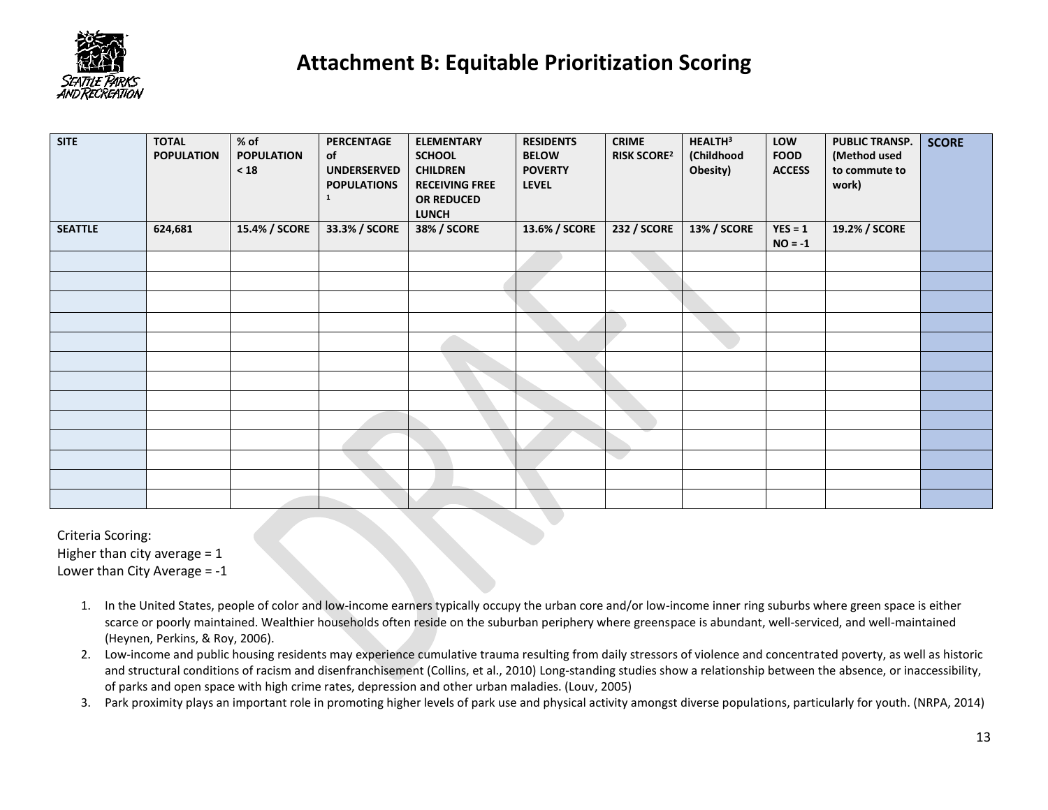# Attachment B: Equitable Prioritization Scoring

| SITE | TOTAL POPULATION | % of POPULATION < 18 | PERCENTAGE of UNDERSERVED POPULATIONS [1] | ELEMENTARY SCHOOL CHILDREN RECEIVING FREE OR REDUCED LUNCH | RESIDENTS BELOW POVERTY LEVEL | CRIME RISK SCORE[2] | HEALTH[3] (Childhood Obesity) | LOW FOOD ACCESS | PUBLIC TRANSP. (Method used to commute to work) | SCORE |
|---|---|---|---|---|---|---|---|---|---|---|
| SEATTLE | 624,681 | 15.4% / SCORE | 33.3% / SCORE | 38% / SCORE | 13.6% / SCORE | 232 / SCORE | 13% / SCORE | YES = 1<br>NO = -1 | 19.2% / SCORE | |
| | | | | | | | | | | |
| | | | | | | | | | | |
| | | | | | | | | | | |
| | | | | | | | | | | |
| | | | | | | | | | | |
| | | | | | | | | | | |
| | | | | | | | | | | |
| | | | | | | | | | | |
| | | | | | | | | | | |
| | | | | | | | | | | |
| | | | | | | | | | | |
| | | | | | | | | | | |
| | | | | | | | | | | |

Criteria Scoring:
Higher than city average = 1
Lower than City Average = -1

1. In the United States, people of color and low-income earners typically occupy the urban core and/or low-income inner ring suburbs where green space is either scarce or poorly maintained. Wealthier households often reside on the suburban periphery where greenspace is abundant, well-serviced, and well-maintained (Heynen, Perkins, & Roy, 2006).
2. Low-income and public housing residents may experience cumulative trauma resulting from daily stressors of violence and concentrated poverty, as well as historic and structural conditions of racism and disenfranchisement (Collins, et al., 2010) Long-standing studies show a relationship between the absence, or inaccessibility, of parks and open space with high crime rates, depression and other urban maladies. (Louv, 2005)
3. Park proximity plays an important role in promoting higher levels of park use and physical activity amongst diverse populations, particularly for youth. (NRPA, 2014)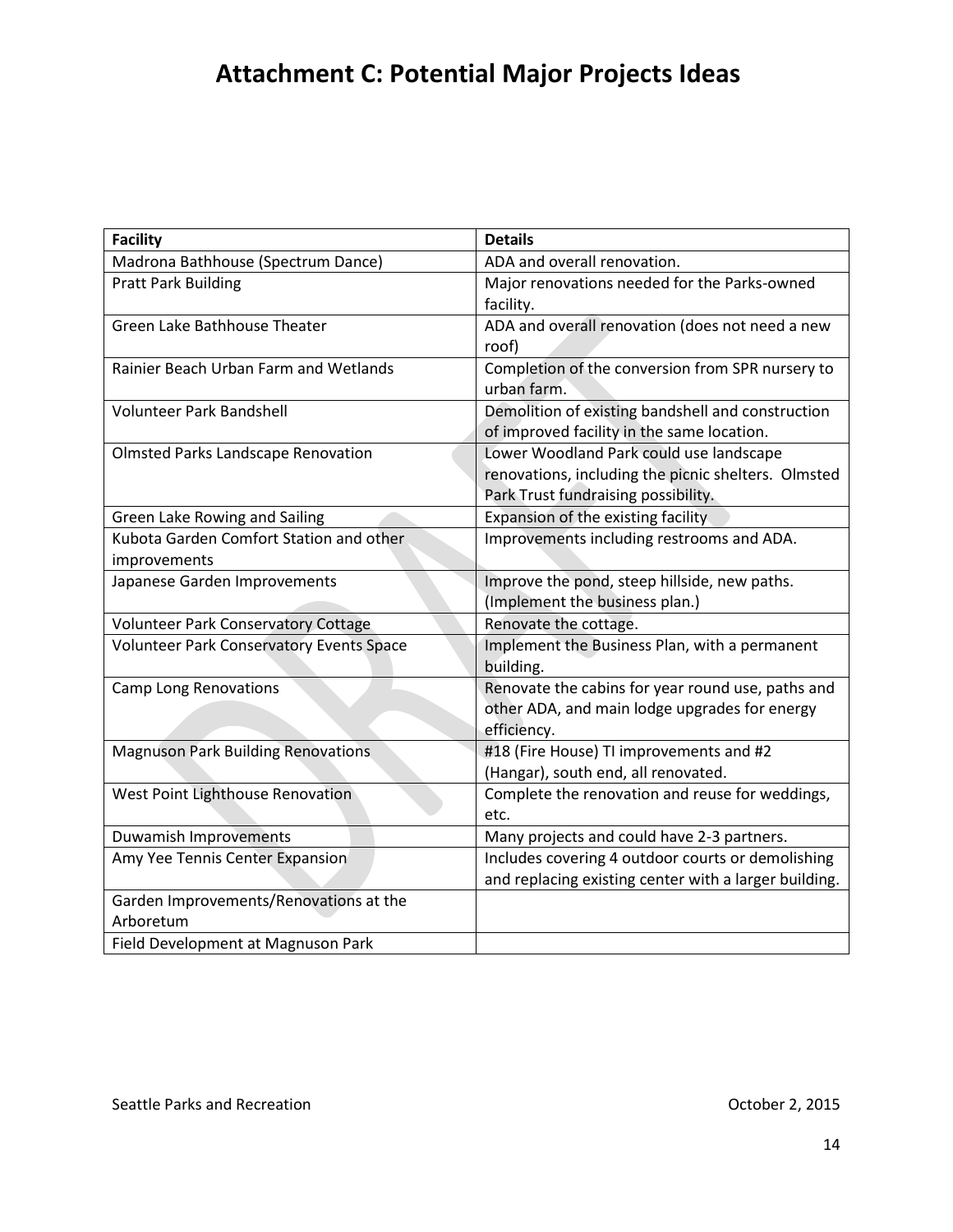# Attachment C: Potential Major Projects Ideas

| Facility | Details |
|---|---|
| Madrona Bathhouse (Spectrum Dance) | ADA and overall renovation. |
| Pratt Park Building | Major renovations needed for the Parks-owned facility. |
| Green Lake Bathhouse Theater | ADA and overall renovation (does not need a new roof) |
| Rainier Beach Urban Farm and Wetlands | Completion of the conversion from SPR nursery to urban farm. |
| Volunteer Park Bandshell | Demolition of existing bandshell and construction of improved facility in the same location. |
| Olmsted Parks Landscape Renovation | Lower Woodland Park could use landscape renovations, including the picnic shelters. Olmsted Park Trust fundraising possibility. |
| Green Lake Rowing and Sailing | Expansion of the existing facility |
| Kubota Garden Comfort Station and other improvements | Improvements including restrooms and ADA. |
| Japanese Garden Improvements | Improve the pond, steep hillside, new paths. (Implement the business plan.) |
| Volunteer Park Conservatory Cottage | Renovate the cottage. |
| Volunteer Park Conservatory Events Space | Implement the Business Plan, with a permanent building. |
| Camp Long Renovations | Renovate the cabins for year round use, paths and other ADA, and main lodge upgrades for energy efficiency. |
| Magnuson Park Building Renovations | #18 (Fire House) TI improvements and #2 (Hangar), south end, all renovated. |
| West Point Lighthouse Renovation | Complete the renovation and reuse for weddings, etc. |
| Duwamish Improvements | Many projects and could have 2-3 partners. |
| Amy Yee Tennis Center Expansion | Includes covering 4 outdoor courts or demolishing and replacing existing center with a larger building. |
| Garden Improvements/Renovations at the Arboretum | |
| Field Development at Magnuson Park | |